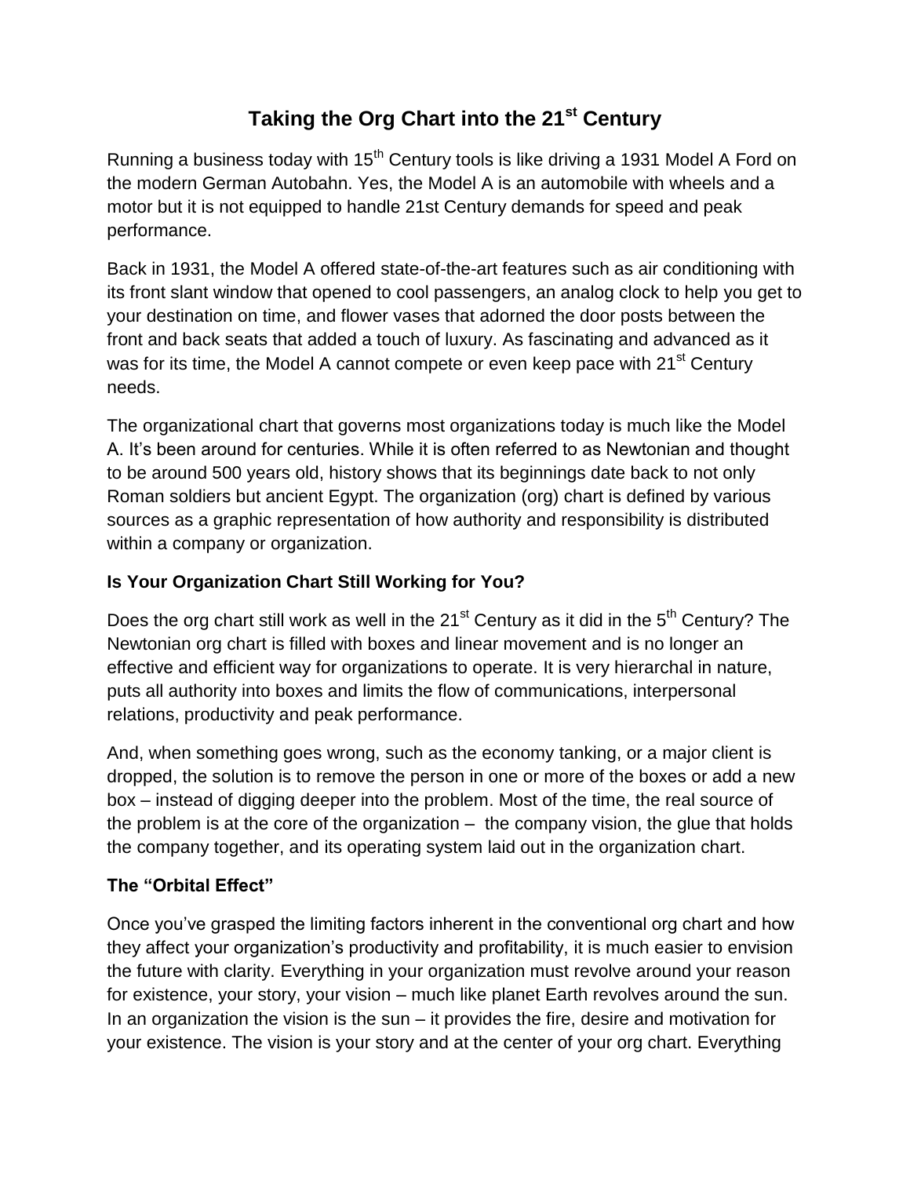# Taking the Org Chart into the 21st Century

Running a business today with 15th Century tools is like driving a 1931 Model A Ford on the modern German Autobahn. Yes, the Model A is an automobile with wheels and a motor but it is not equipped to handle 21st Century demands for speed and peak performance.

Back in 1931, the Model A offered state-of-the-art features such as air conditioning with its front slant window that opened to cool passengers, an analog clock to help you get to your destination on time, and flower vases that adorned the door posts between the front and back seats that added a touch of luxury. As fascinating and advanced as it was for its time, the Model A cannot compete or even keep pace with 21st Century needs.

The organizational chart that governs most organizations today is much like the Model A. It's been around for centuries. While it is often referred to as Newtonian and thought to be around 500 years old, history shows that its beginnings date back to not only Roman soldiers but ancient Egypt. The organization (org) chart is defined by various sources as a graphic representation of how authority and responsibility is distributed within a company or organization.

### Is Your Organization Chart Still Working for You?

Does the org chart still work as well in the 21st Century as it did in the 5th Century? The Newtonian org chart is filled with boxes and linear movement and is no longer an effective and efficient way for organizations to operate. It is very hierarchal in nature, puts all authority into boxes and limits the flow of communications, interpersonal relations, productivity and peak performance.

And, when something goes wrong, such as the economy tanking, or a major client is dropped, the solution is to remove the person in one or more of the boxes or add a new box – instead of digging deeper into the problem. Most of the time, the real source of the problem is at the core of the organization – the company vision, the glue that holds the company together, and its operating system laid out in the organization chart.

### The "Orbital Effect"

Once you've grasped the limiting factors inherent in the conventional org chart and how they affect your organization's productivity and profitability, it is much easier to envision the future with clarity. Everything in your organization must revolve around your reason for existence, your story, your vision – much like planet Earth revolves around the sun. In an organization the vision is the sun – it provides the fire, desire and motivation for your existence. The vision is your story and at the center of your org chart. Everything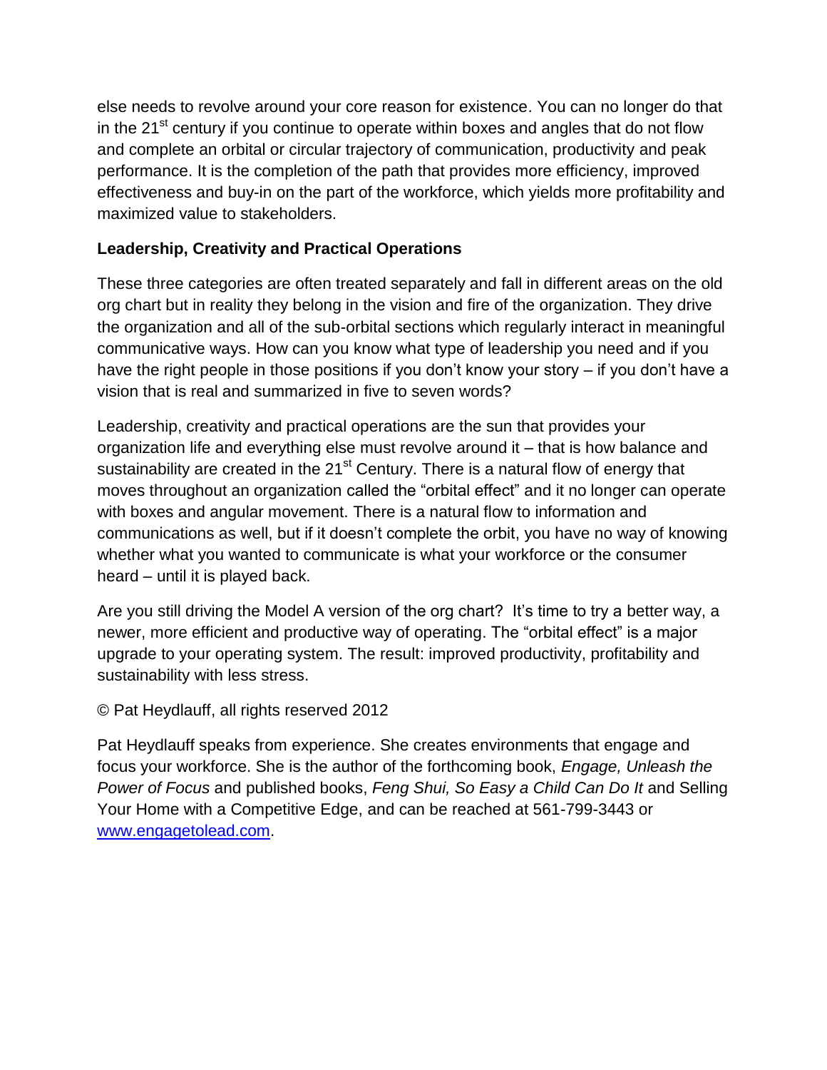else needs to revolve around your core reason for existence. You can no longer do that in the 21st century if you continue to operate within boxes and angles that do not flow and complete an orbital or circular trajectory of communication, productivity and peak performance. It is the completion of the path that provides more efficiency, improved effectiveness and buy-in on the part of the workforce, which yields more profitability and maximized value to stakeholders.

**Leadership, Creativity and Practical Operations**

These three categories are often treated separately and fall in different areas on the old org chart but in reality they belong in the vision and fire of the organization. They drive the organization and all of the sub-orbital sections which regularly interact in meaningful communicative ways. How can you know what type of leadership you need and if you have the right people in those positions if you don't know your story – if you don't have a vision that is real and summarized in five to seven words?

Leadership, creativity and practical operations are the sun that provides your organization life and everything else must revolve around it – that is how balance and sustainability are created in the 21st Century. There is a natural flow of energy that moves throughout an organization called the "orbital effect" and it no longer can operate with boxes and angular movement. There is a natural flow to information and communications as well, but if it doesn't complete the orbit, you have no way of knowing whether what you wanted to communicate is what your workforce or the consumer heard – until it is played back.

Are you still driving the Model A version of the org chart? It's time to try a better way, a newer, more efficient and productive way of operating. The "orbital effect" is a major upgrade to your operating system. The result: improved productivity, profitability and sustainability with less stress.

© Pat Heydlauff, all rights reserved 2012

Pat Heydlauff speaks from experience. She creates environments that engage and focus your workforce. She is the author of the forthcoming book, *Engage, Unleash the Power of Focus* and published books, *Feng Shui, So Easy a Child Can Do It* and Selling Your Home with a Competitive Edge, and can be reached at 561-799-3443 or [www.engagetolead.com](www.engagetolead.com).